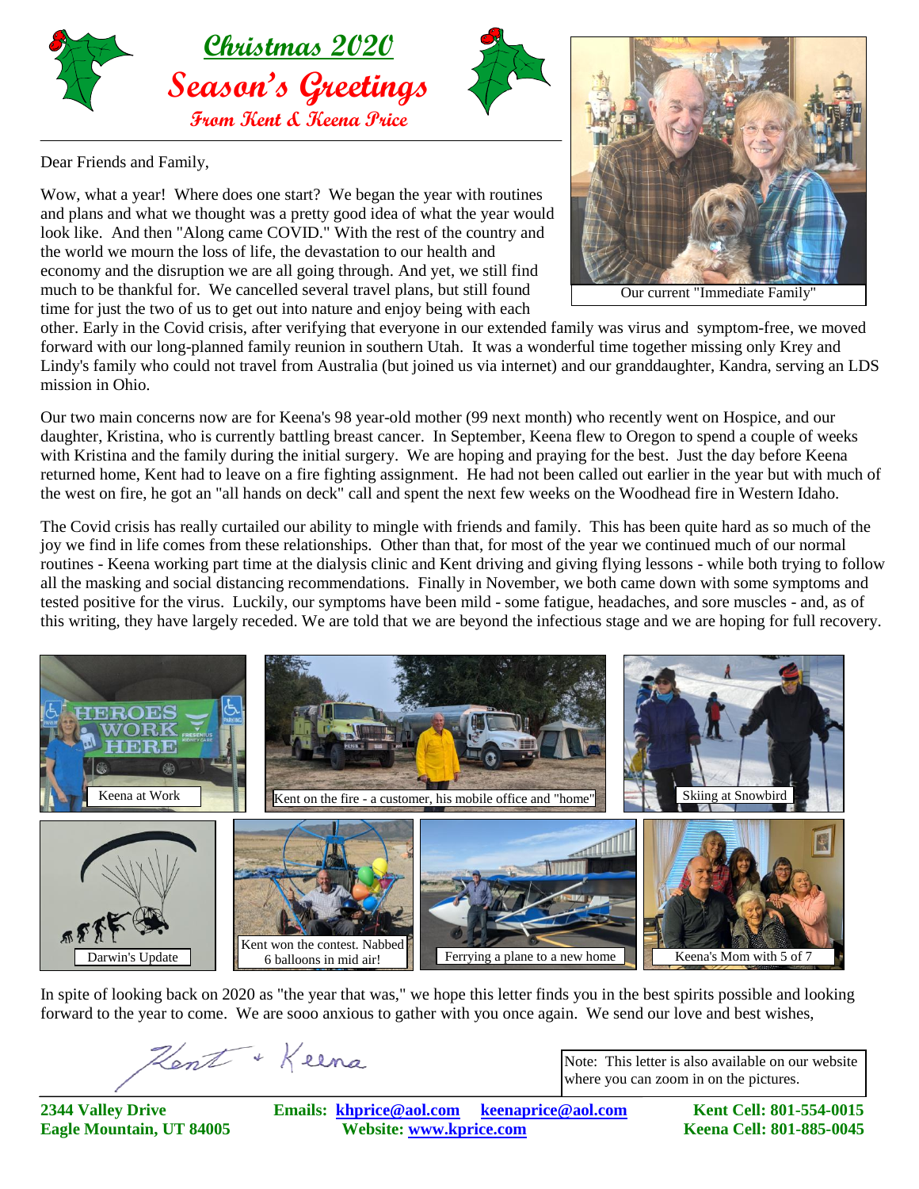# Christmas 2020

## Season's Greetings

### From Kent & Keena Price

Dear Friends and Family,

Wow, what a year! Where does one start? We began the year with routines and plans and what we thought was a pretty good idea of what the year would look like. And then "Along came COVID." With the rest of the country and the world we mourn the loss of life, the devastation to our health and economy and the disruption we are all going through. And yet, we still find much to be thankful for. We cancelled several travel plans, but still found time for just the two of us to get out into nature and enjoy being with each other. Early in the Covid crisis, after verifying that everyone in our extended family was virus and symptom-free, we moved forward with our long-planned family reunion in southern Utah. It was a wonderful time together missing only Krey and Lindy's family who could not travel from Australia (but joined us via internet) and our granddaughter, Kandra, serving an LDS mission in Ohio.

Our current "Immediate Family"

Our two main concerns now are for Keena's 98 year-old mother (99 next month) who recently went on Hospice, and our daughter, Kristina, who is currently battling breast cancer. In September, Keena flew to Oregon to spend a couple of weeks with Kristina and the family during the initial surgery. We are hoping and praying for the best. Just the day before Keena returned home, Kent had to leave on a fire fighting assignment. He had not been called out earlier in the year but with much of the west on fire, he got an "all hands on deck" call and spent the next few weeks on the Woodhead fire in Western Idaho.

The Covid crisis has really curtailed our ability to mingle with friends and family. This has been quite hard as so much of the joy we find in life comes from these relationships. Other than that, for most of the year we continued much of our normal routines - Keena working part time at the dialysis clinic and Kent driving and giving flying lessons - while both trying to follow all the masking and social distancing recommendations. Finally in November, we both came down with some symptoms and tested positive for the virus. Luckily, our symptoms have been mild - some fatigue, headaches, and sore muscles - and, as of this writing, they have largely receded. We are told that we are beyond the infectious stage and we are hoping for full recovery.

Keena at Work

Kent on the fire - a customer, his mobile office and "home"

Skiing at Snowbird

Darwin's Update

Kent won the contest. Nabbed 6 balloons in mid air!

Ferrying a plane to a new home

Keena's Mom with 5 of 7

In spite of looking back on 2020 as "the year that was," we hope this letter finds you in the best spirits possible and looking forward to the year to come. We are sooo anxious to gather with you once again. We send our love and best wishes,

Kent + Keena

Note: This letter is also available on our website where you can zoom in on the pictures.

**2344 Valley Drive**
**Eagle Mountain, UT 84005**

**Emails: khprice@aol.com keenaprice@aol.com**
**Website: www.kprice.com**

**Kent Cell: 801-554-0015**
**Keena Cell: 801-885-0045**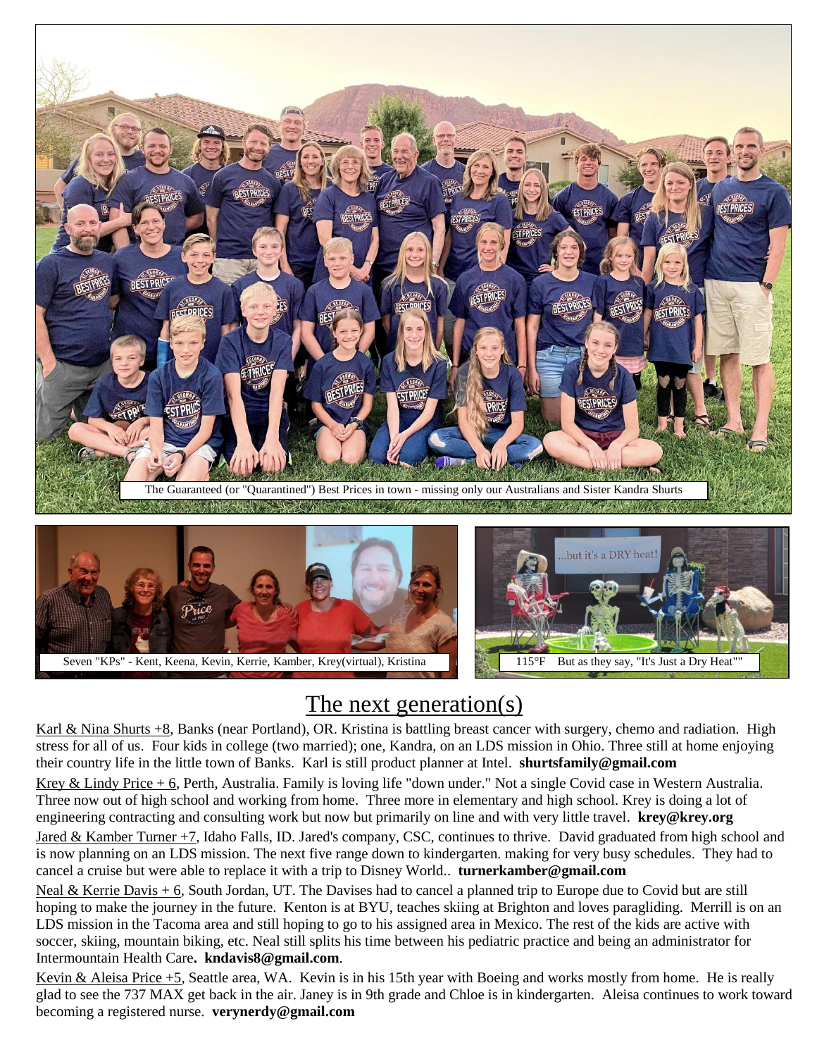The Guaranteed (or "Quarantined") Best Prices in town - missing only our Australians and Sister Kandra Shurts

Seven "KPs" - Kent, Keena, Kevin, Kerrie, Kamber, Krey(virtual), Kristina

115°F But as they say, "It's Just a Dry Heat""

# The next generation(s)

Karl & Nina Shurts +8, Banks (near Portland), OR. Kristina is battling breast cancer with surgery, chemo and radiation. High stress for all of us. Four kids in college (two married); one, Kandra, on an LDS mission in Ohio. Three still at home enjoying their country life in the little town of Banks. Karl is still product planner at Intel. **shurtsfamily@gmail.com**

Krey & Lindy Price + 6, Perth, Australia. Family is loving life "down under." Not a single Covid case in Western Australia. Three now out of high school and working from home. Three more in elementary and high school. Krey is doing a lot of engineering contracting and consulting work but now but primarily on line and with very little travel. **krey@krey.org**

Jared & Kamber Turner +7, Idaho Falls, ID. Jared's company, CSC, continues to thrive. David graduated from high school and is now planning on an LDS mission. The next five range down to kindergarten. making for very busy schedules. They had to cancel a cruise but were able to replace it with a trip to Disney World.. **turnerkamber@gmail.com**

Neal & Kerrie Davis + 6, South Jordan, UT. The Davises had to cancel a planned trip to Europe due to Covid but are still hoping to make the journey in the future. Kenton is at BYU, teaches skiing at Brighton and loves paragliding. Merrill is on an LDS mission in the Tacoma area and still hoping to go to his assigned area in Mexico. The rest of the kids are active with soccer, skiing, mountain biking, etc. Neal still splits his time between his pediatric practice and being an administrator for Intermountain Health Care**. kndavis8@gmail.com**.

Kevin & Aleisa Price +5, Seattle area, WA. Kevin is in his 15th year with Boeing and works mostly from home. He is really glad to see the 737 MAX get back in the air. Janey is in 9th grade and Chloe is in kindergarten. Aleisa continues to work toward becoming a registered nurse. **verynerdy@gmail.com**